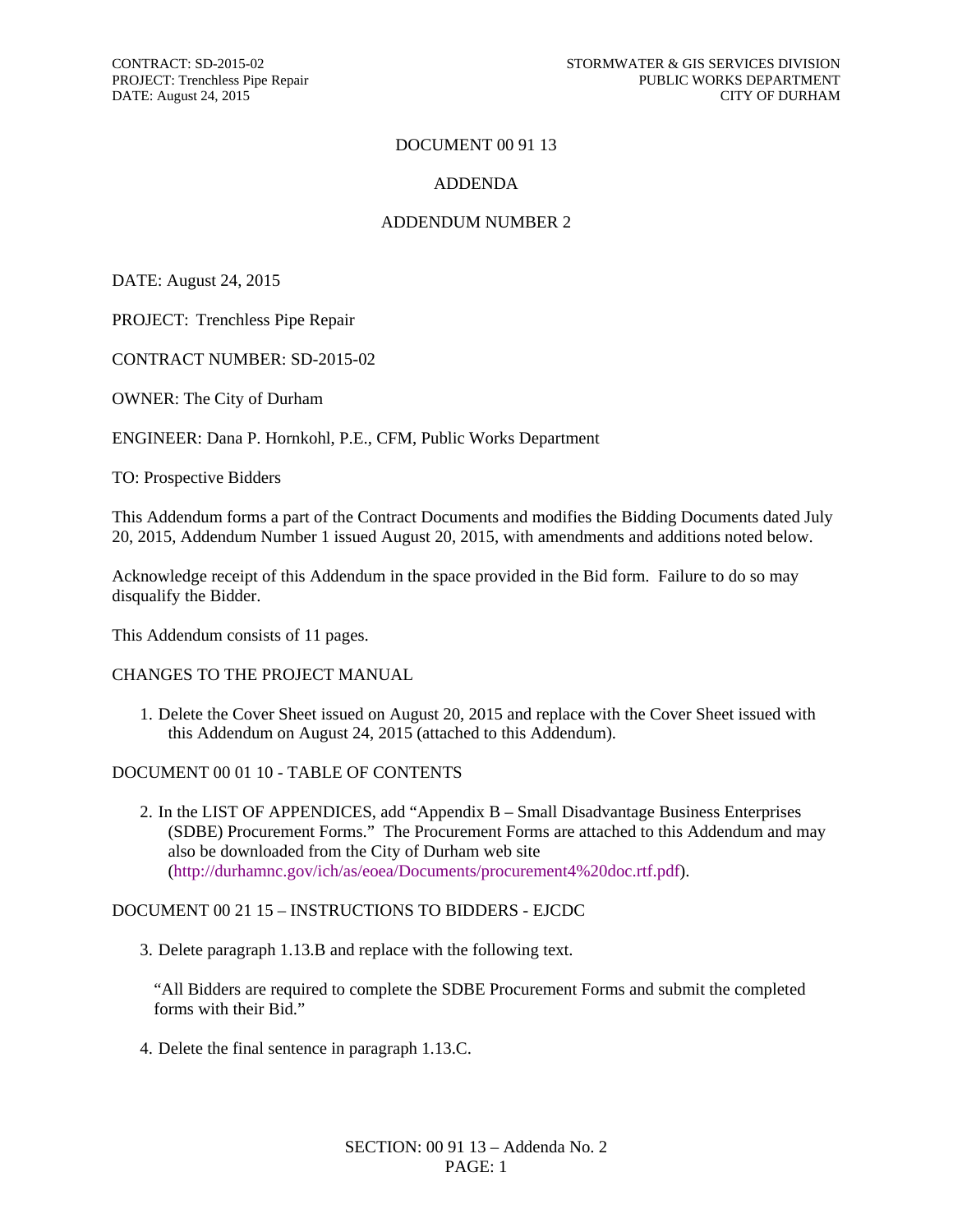# DOCUMENT 00 91 13

## ADDENDA

## ADDENDUM NUMBER 2

DATE: August 24, 2015

PROJECT: Trenchless Pipe Repair

CONTRACT NUMBER: SD-2015-02

OWNER: The City of Durham

ENGINEER: Dana P. Hornkohl, P.E., CFM, Public Works Department

TO: Prospective Bidders

This Addendum forms a part of the Contract Documents and modifies the Bidding Documents dated July 20, 2015, Addendum Number 1 issued August 20, 2015, with amendments and additions noted below.

Acknowledge receipt of this Addendum in the space provided in the Bid form. Failure to do so may disqualify the Bidder.

This Addendum consists of 11 pages.

CHANGES TO THE PROJECT MANUAL

1. Delete the Cover Sheet issued on August 20, 2015 and replace with the Cover Sheet issued with this Addendum on August 24, 2015 (attached to this Addendum).

DOCUMENT 00 01 10 - TABLE OF CONTENTS

2. In the LIST OF APPENDICES, add "Appendix B – Small Disadvantage Business Enterprises (SDBE) Procurement Forms." The Procurement Forms are attached to this Addendum and may also be downloaded from the City of Durham web site (http://durhamnc.gov/ich/as/eoea/Documents/procurement4%20doc.rtf.pdf).

DOCUMENT 00 21 15 – INSTRUCTIONS TO BIDDERS - EJCDC

3. Delete paragraph 1.13.B and replace with the following text.

   "All Bidders are required to complete the SDBE Procurement Forms and submit the completed forms with their Bid."

4. Delete the final sentence in paragraph 1.13.C.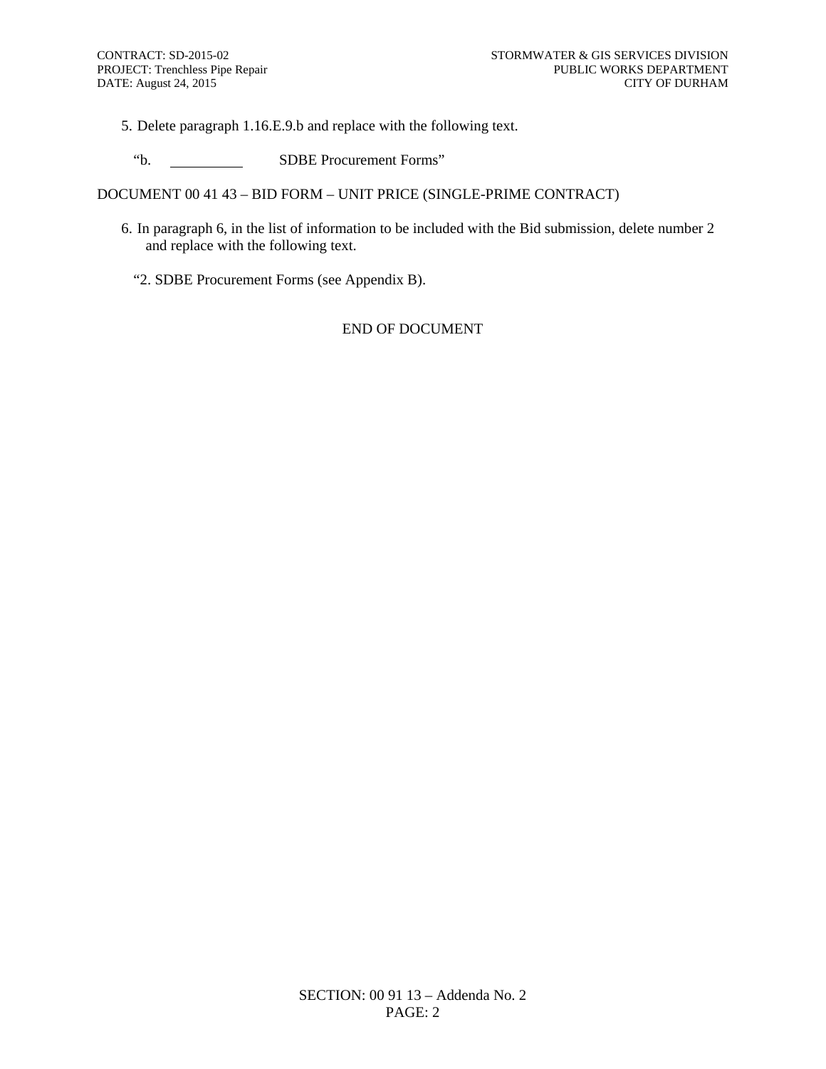5. Delete paragraph 1.16.E.9.b and replace with the following text.

   "b. __________ SDBE Procurement Forms"

DOCUMENT 00 41 43 – BID FORM – UNIT PRICE (SINGLE-PRIME CONTRACT)

6. In paragraph 6, in the list of information to be included with the Bid submission, delete number 2 and replace with the following text.

   "2. SDBE Procurement Forms (see Appendix B).

END OF DOCUMENT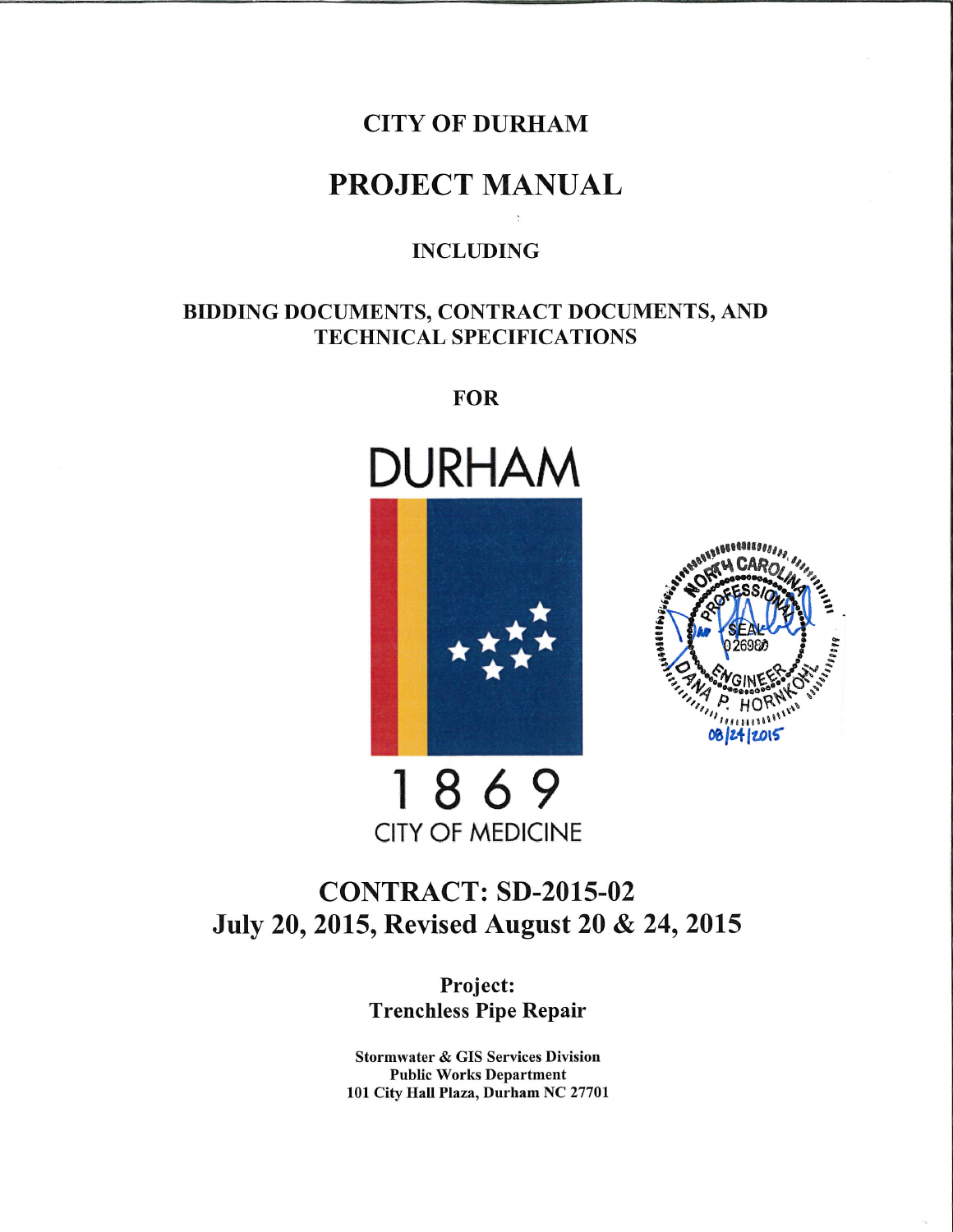# CITY OF DURHAM

# PROJECT MANUAL

INCLUDING

## BIDDING DOCUMENTS, CONTRACT DOCUMENTS, AND TECHNICAL SPECIFICATIONS

FOR

DURHAM

1869

CITY OF MEDICINE

NORTH CAROLINA PROFESSIONAL SEAL 026980 ENGINEER DANA P. HORNKOHL 08/24/2015

## CONTRACT: SD-2015-02
## July 20, 2015, Revised August 20 & 24, 2015

**Project:**
**Trenchless Pipe Repair**

**Stormwater & GIS Services Division**
**Public Works Department**
**101 City Hall Plaza, Durham NC 27701**